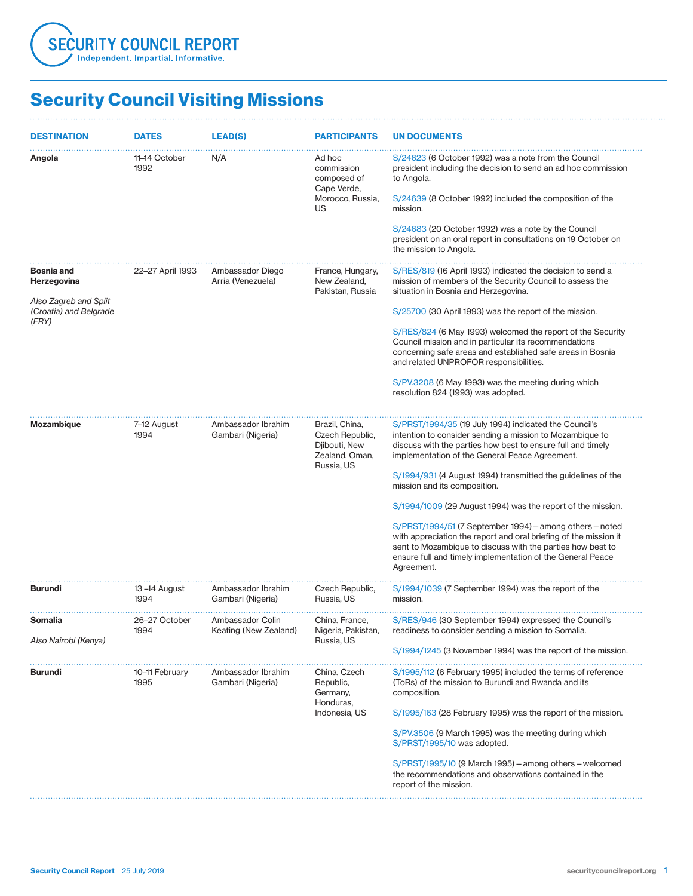# Security Council Report

Independent. Impartial. Informative.

## Security Council Visiting Missions

| DESTINATION | DATES | LEAD(S) | PARTICIPANTS | UN DOCUMENTS |
|---|---|---|---|---|
| **Angola** | 11–14 October 1992 | N/A | Ad hoc commission composed of Cape Verde, Morocco, Russia, US | S/24623 (6 October 1992) was a note from the Council president including the decision to send an ad hoc commission to Angola.<br><br>S/24639 (8 October 1992) included the composition of the mission.<br><br>S/24683 (20 October 1992) was a note by the Council president on an oral report in consultations on 19 October on the mission to Angola. |
| **Bosnia and Herzegovina**<br><br>*Also Zagreb and Split (Croatia) and Belgrade (FRY)* | 22–27 April 1993 | Ambassador Diego Arria (Venezuela) | France, Hungary, New Zealand, Pakistan, Russia | S/RES/819 (16 April 1993) indicated the decision to send a mission of members of the Security Council to assess the situation in Bosnia and Herzegovina.<br><br>S/25700 (30 April 1993) was the report of the mission.<br><br>S/RES/824 (6 May 1993) welcomed the report of the Security Council mission and in particular its recommendations concerning safe areas and established safe areas in Bosnia and related UNPROFOR responsibilities.<br><br>S/PV.3208 (6 May 1993) was the meeting during which resolution 824 (1993) was adopted. |
| **Mozambique** | 7–12 August 1994 | Ambassador Ibrahim Gambari (Nigeria) | Brazil, China, Czech Republic, Djibouti, New Zealand, Oman, Russia, US | S/PRST/1994/35 (19 July 1994) indicated the Council's intention to consider sending a mission to Mozambique to discuss with the parties how best to ensure full and timely implementation of the General Peace Agreement.<br><br>S/1994/931 (4 August 1994) transmitted the guidelines of the mission and its composition.<br><br>S/1994/1009 (29 August 1994) was the report of the mission.<br><br>S/PRST/1994/51 (7 September 1994) – among others – noted with appreciation the report and oral briefing of the mission it sent to Mozambique to discuss with the parties how best to ensure full and timely implementation of the General Peace Agreement. |
| **Burundi** | 13 –14 August 1994 | Ambassador Ibrahim Gambari (Nigeria) | Czech Republic, Russia, US | S/1994/1039 (7 September 1994) was the report of the mission. |
| **Somalia**<br><br>*Also Nairobi (Kenya)* | 26–27 October 1994 | Ambassador Colin Keating (New Zealand) | China, France, Nigeria, Pakistan, Russia, US | S/RES/946 (30 September 1994) expressed the Council's readiness to consider sending a mission to Somalia.<br><br>S/1994/1245 (3 November 1994) was the report of the mission. |
| **Burundi** | 10–11 February 1995 | Ambassador Ibrahim Gambari (Nigeria) | China, Czech Republic, Germany, Honduras, Indonesia, US | S/1995/112 (6 February 1995) included the terms of reference (ToRs) of the mission to Burundi and Rwanda and its composition.<br><br>S/1995/163 (28 February 1995) was the report of the mission.<br><br>S/PV.3506 (9 March 1995) was the meeting during which S/PRST/1995/10 was adopted.<br><br>S/PRST/1995/10 (9 March 1995) – among others – welcomed the recommendations and observations contained in the report of the mission. |

Security Council Report 25 July 2019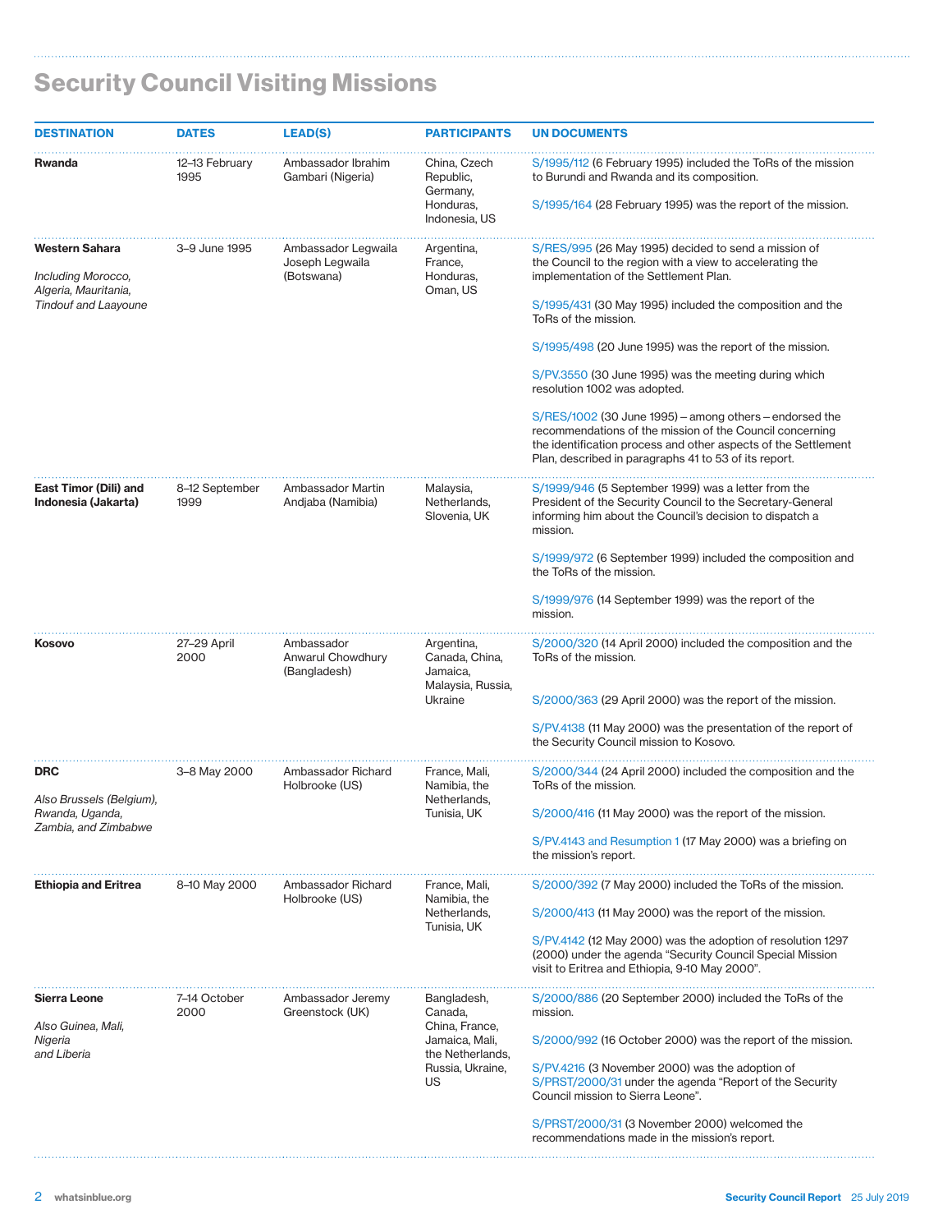# Security Council Visiting Missions

| DESTINATION | DATES | LEAD(S) | PARTICIPANTS | UN DOCUMENTS |
|---|---|---|---|---|
| **Rwanda** | 12–13 February 1995 | Ambassador Ibrahim Gambari (Nigeria) | China, Czech Republic, Germany, Honduras, Indonesia, US | S/1995/112 (6 February 1995) included the ToRs of the mission to Burundi and Rwanda and its composition.<br><br>S/1995/164 (28 February 1995) was the report of the mission. |
| **Western Sahara**<br><br>*Including Morocco, Algeria, Mauritania, Tindouf and Laayoune* | 3–9 June 1995 | Ambassador Legwaila Joseph Legwaila (Botswana) | Argentina, France, Honduras, Oman, US | S/RES/995 (26 May 1995) decided to send a mission of the Council to the region with a view to accelerating the implementation of the Settlement Plan.<br><br>S/1995/431 (30 May 1995) included the composition and the ToRs of the mission.<br><br>S/1995/498 (20 June 1995) was the report of the mission.<br><br>S/PV.3550 (30 June 1995) was the meeting during which resolution 1002 was adopted.<br><br>S/RES/1002 (30 June 1995) – among others – endorsed the recommendations of the mission of the Council concerning the identification process and other aspects of the Settlement Plan, described in paragraphs 41 to 53 of its report. |
| **East Timor (Dili) and Indonesia (Jakarta)** | 8–12 September 1999 | Ambassador Martin Andjaba (Namibia) | Malaysia, Netherlands, Slovenia, UK | S/1999/946 (5 September 1999) was a letter from the President of the Security Council to the Secretary-General informing him about the Council's decision to dispatch a mission.<br><br>S/1999/972 (6 September 1999) included the composition and the ToRs of the mission.<br><br>S/1999/976 (14 September 1999) was the report of the mission. |
| **Kosovo** | 27–29 April 2000 | Ambassador Anwarul Chowdhury (Bangladesh) | Argentina, Canada, China, Jamaica, Malaysia, Russia, Ukraine | S/2000/320 (14 April 2000) included the composition and the ToRs of the mission.<br><br>S/2000/363 (29 April 2000) was the report of the mission.<br><br>S/PV.4138 (11 May 2000) was the presentation of the report of the Security Council mission to Kosovo. |
| **DRC**<br><br>*Also Brussels (Belgium), Rwanda, Uganda, Zambia, and Zimbabwe* | 3–8 May 2000 | Ambassador Richard Holbrooke (US) | France, Mali, Namibia, the Netherlands, Tunisia, UK | S/2000/344 (24 April 2000) included the composition and the ToRs of the mission.<br><br>S/2000/416 (11 May 2000) was the report of the mission.<br><br>S/PV.4143 and Resumption 1 (17 May 2000) was a briefing on the mission's report. |
| **Ethiopia and Eritrea** | 8–10 May 2000 | Ambassador Richard Holbrooke (US) | France, Mali, Namibia, the Netherlands, Tunisia, UK | S/2000/392 (7 May 2000) included the ToRs of the mission.<br><br>S/2000/413 (11 May 2000) was the report of the mission.<br><br>S/PV.4142 (12 May 2000) was the adoption of resolution 1297 (2000) under the agenda "Security Council Special Mission visit to Eritrea and Ethiopia, 9-10 May 2000". |
| **Sierra Leone**<br><br>*Also Guinea, Mali, Nigeria and Liberia* | 7–14 October 2000 | Ambassador Jeremy Greenstock (UK) | Bangladesh, Canada, China, France, Jamaica, Mali, the Netherlands, Russia, Ukraine, US | S/2000/886 (20 September 2000) included the ToRs of the mission.<br><br>S/2000/992 (16 October 2000) was the report of the mission.<br><br>S/PV.4216 (3 November 2000) was the adoption of S/PRST/2000/31 under the agenda "Report of the Security Council mission to Sierra Leone".<br><br>S/PRST/2000/31 (3 November 2000) welcomed the recommendations made in the mission's report. |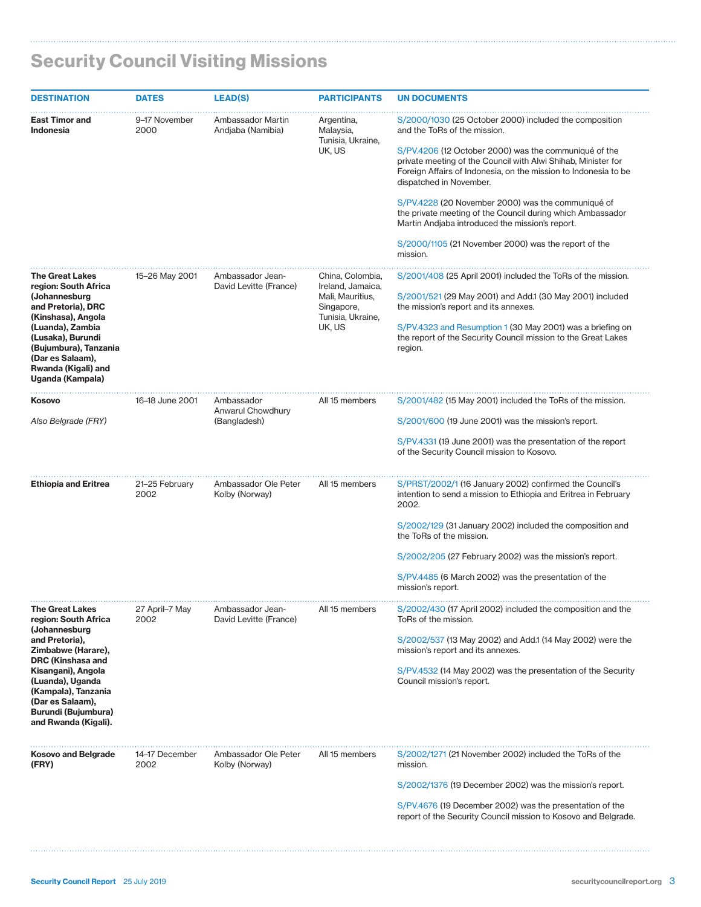## Security Council Visiting Missions

| DESTINATION | DATES | LEAD(S) | PARTICIPANTS | UN DOCUMENTS |
|---|---|---|---|---|
| **East Timor and Indonesia** | 9–17 November 2000 | Ambassador Martin Andjaba (Namibia) | Argentina, Malaysia, Tunisia, Ukraine, UK, US | S/2000/1030 (25 October 2000) included the composition and the ToRs of the mission.<br><br>S/PV.4206 (12 October 2000) was the communiqué of the private meeting of the Council with Alwi Shihab, Minister for Foreign Affairs of Indonesia, on the mission to Indonesia to be dispatched in November.<br><br>S/PV.4228 (20 November 2000) was the communiqué of the private meeting of the Council during which Ambassador Martin Andjaba introduced the mission's report.<br><br>S/2000/1105 (21 November 2000) was the report of the mission. |
| **The Great Lakes region: South Africa (Johannesburg and Pretoria), DRC (Kinshasa), Angola (Luanda), Zambia (Lusaka), Burundi (Bujumbura), Tanzania (Dar es Salaam), Rwanda (Kigali) and Uganda (Kampala)** | 15–26 May 2001 | Ambassador Jean-David Levitte (France) | China, Colombia, Ireland, Jamaica, Mali, Mauritius, Singapore, Tunisia, Ukraine, UK, US | S/2001/408 (25 April 2001) included the ToRs of the mission.<br><br>S/2001/521 (29 May 2001) and Add.1 (30 May 2001) included the mission's report and its annexes.<br><br>S/PV.4323 and Resumption 1 (30 May 2001) was a briefing on the report of the Security Council mission to the Great Lakes region. |
| **Kosovo**<br><br>*Also Belgrade (FRY)* | 16–18 June 2001 | Ambassador Anwarul Chowdhury (Bangladesh) | All 15 members | S/2001/482 (15 May 2001) included the ToRs of the mission.<br><br>S/2001/600 (19 June 2001) was the mission's report.<br><br>S/PV.4331 (19 June 2001) was the presentation of the report of the Security Council mission to Kosovo. |
| **Ethiopia and Eritrea** | 21–25 February 2002 | Ambassador Ole Peter Kolby (Norway) | All 15 members | S/PRST/2002/1 (16 January 2002) confirmed the Council's intention to send a mission to Ethiopia and Eritrea in February 2002.<br><br>S/2002/129 (31 January 2002) included the composition and the ToRs of the mission.<br><br>S/2002/205 (27 February 2002) was the mission's report.<br><br>S/PV.4485 (6 March 2002) was the presentation of the mission's report. |
| **The Great Lakes region: South Africa (Johannesburg and Pretoria), Zimbabwe (Harare), DRC (Kinshasa and Kisangani), Angola (Luanda), Uganda (Kampala), Tanzania (Dar es Salaam), Burundi (Bujumbura) and Rwanda (Kigali).** | 27 April–7 May 2002 | Ambassador Jean-David Levitte (France) | All 15 members | S/2002/430 (17 April 2002) included the composition and the ToRs of the mission.<br><br>S/2002/537 (13 May 2002) and Add.1 (14 May 2002) were the mission's report and its annexes.<br><br>S/PV.4532 (14 May 2002) was the presentation of the Security Council mission's report. |
| **Kosovo and Belgrade (FRY)** | 14–17 December 2002 | Ambassador Ole Peter Kolby (Norway) | All 15 members | S/2002/1271 (21 November 2002) included the ToRs of the mission.<br><br>S/2002/1376 (19 December 2002) was the mission's report.<br><br>S/PV.4676 (19 December 2002) was the presentation of the report of the Security Council mission to Kosovo and Belgrade. |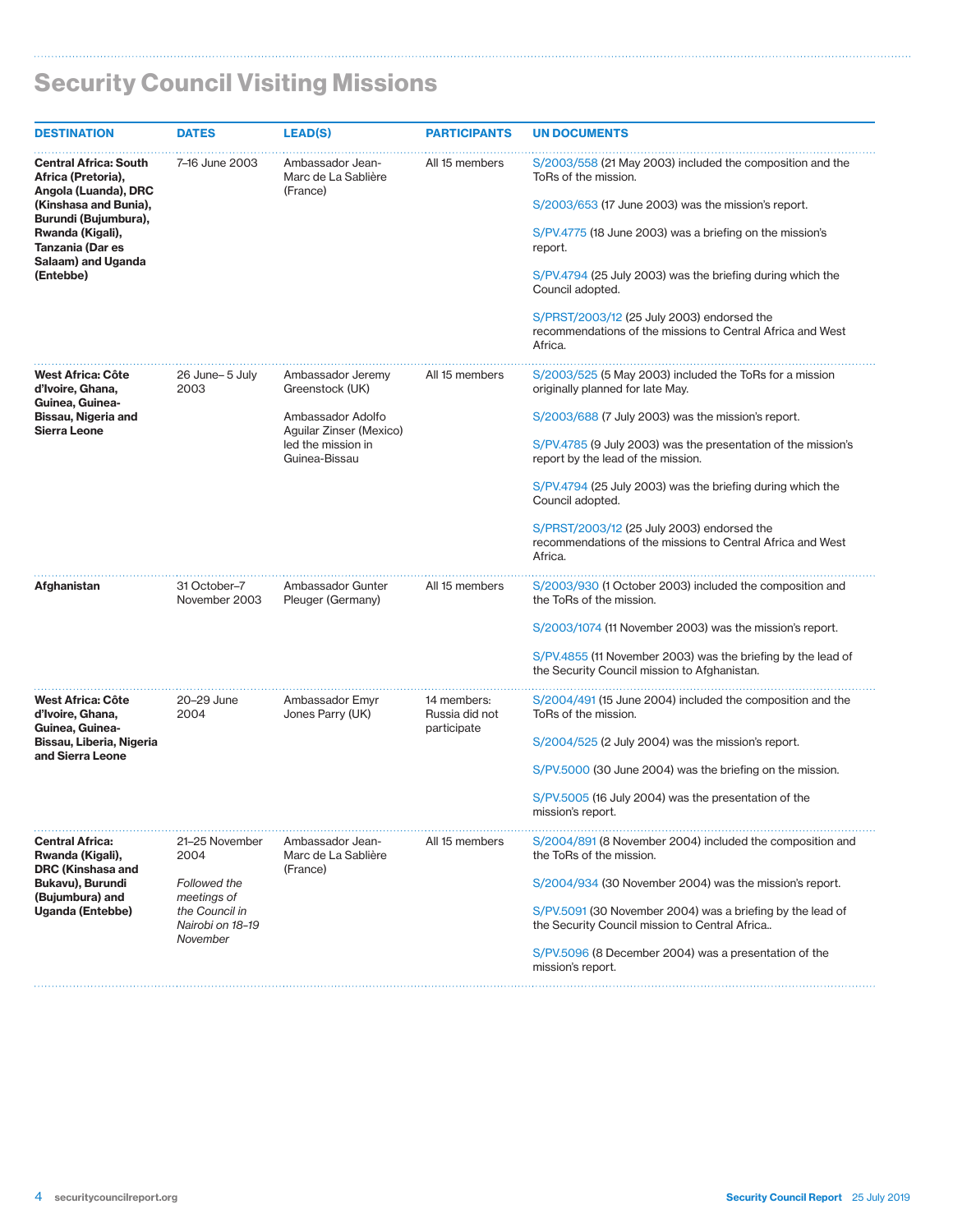## Security Council Visiting Missions

| DESTINATION | DATES | LEAD(S) | PARTICIPANTS | UN DOCUMENTS |
|---|---|---|---|---|
| **Central Africa: South Africa (Pretoria), Angola (Luanda), DRC (Kinshasa and Bunia), Burundi (Bujumbura), Rwanda (Kigali), Tanzania (Dar es Salaam) and Uganda (Entebbe)** | 7–16 June 2003 | Ambassador Jean-Marc de La Sablière (France) | All 15 members | S/2003/558 (21 May 2003) included the composition and the ToRs of the mission.<br><br>S/2003/653 (17 June 2003) was the mission's report.<br><br>S/PV.4775 (18 June 2003) was a briefing on the mission's report.<br><br>S/PV.4794 (25 July 2003) was the briefing during which the Council adopted.<br><br>S/PRST/2003/12 (25 July 2003) endorsed the recommendations of the missions to Central Africa and West Africa. |
| **West Africa: Côte d'Ivoire, Ghana, Guinea, Guinea-Bissau, Nigeria and Sierra Leone** | 26 June– 5 July 2003 | Ambassador Jeremy Greenstock (UK)<br><br>Ambassador Adolfo Aguilar Zinser (Mexico) led the mission in Guinea-Bissau | All 15 members | S/2003/525 (5 May 2003) included the ToRs for a mission originally planned for late May.<br><br>S/2003/688 (7 July 2003) was the mission's report.<br><br>S/PV.4785 (9 July 2003) was the presentation of the mission's report by the lead of the mission.<br><br>S/PV.4794 (25 July 2003) was the briefing during which the Council adopted.<br><br>S/PRST/2003/12 (25 July 2003) endorsed the recommendations of the missions to Central Africa and West Africa. |
| **Afghanistan** | 31 October–7 November 2003 | Ambassador Gunter Pleuger (Germany) | All 15 members | S/2003/930 (1 October 2003) included the composition and the ToRs of the mission.<br><br>S/2003/1074 (11 November 2003) was the mission's report.<br><br>S/PV.4855 (11 November 2003) was the briefing by the lead of the Security Council mission to Afghanistan. |
| **West Africa: Côte d'Ivoire, Ghana, Guinea, Guinea-Bissau, Liberia, Nigeria and Sierra Leone** | 20–29 June 2004 | Ambassador Emyr Jones Parry (UK) | 14 members: Russia did not participate | S/2004/491 (15 June 2004) included the composition and the ToRs of the mission.<br><br>S/2004/525 (2 July 2004) was the mission's report.<br><br>S/PV.5000 (30 June 2004) was the briefing on the mission.<br><br>S/PV.5005 (16 July 2004) was the presentation of the mission's report. |
| **Central Africa: Rwanda (Kigali), DRC (Kinshasa and Bukavu), Burundi (Bujumbura) and Uganda (Entebbe)** | 21–25 November 2004<br><br>*Followed the meetings of the Council in Nairobi on 18–19 November* | Ambassador Jean-Marc de La Sablière (France) | All 15 members | S/2004/891 (8 November 2004) included the composition and the ToRs of the mission.<br><br>S/2004/934 (30 November 2004) was the mission's report.<br><br>S/PV.5091 (30 November 2004) was a briefing by the lead of the Security Council mission to Central Africa..<br><br>S/PV.5096 (8 December 2004) was a presentation of the mission's report. |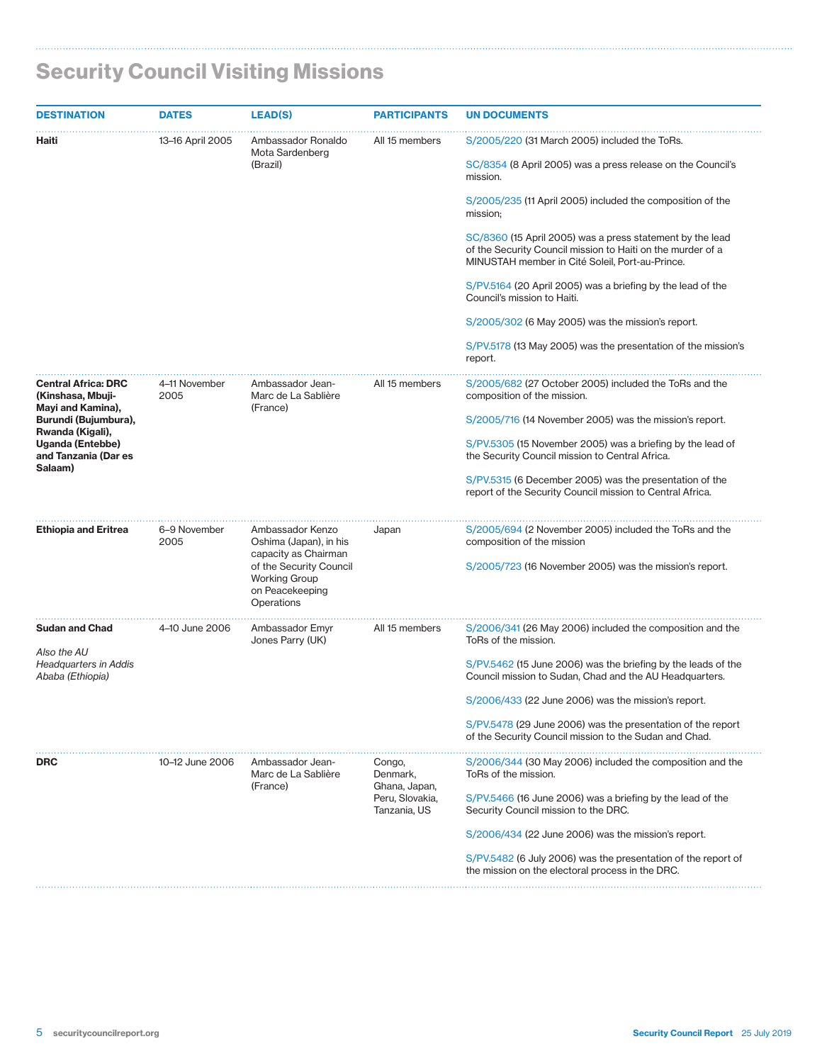## Security Council Visiting Missions

| DESTINATION | DATES | LEAD(S) | PARTICIPANTS | UN DOCUMENTS |
|---|---|---|---|---|
| **Haiti** | 13–16 April 2005 | Ambassador Ronaldo Mota Sardenberg (Brazil) | All 15 members | S/2005/220 (31 March 2005) included the ToRs.<br><br>SC/8354 (8 April 2005) was a press release on the Council's mission.<br><br>S/2005/235 (11 April 2005) included the composition of the mission;<br><br>SC/8360 (15 April 2005) was a press statement by the lead of the Security Council mission to Haiti on the murder of a MINUSTAH member in Cité Soleil, Port-au-Prince.<br><br>S/PV.5164 (20 April 2005) was a briefing by the lead of the Council's mission to Haiti.<br><br>S/2005/302 (6 May 2005) was the mission's report.<br><br>S/PV.5178 (13 May 2005) was the presentation of the mission's report. |
| **Central Africa: DRC (Kinshasa, Mbuji-Mayi and Kamina), Burundi (Bujumbura), Rwanda (Kigali), Uganda (Entebbe) and Tanzania (Dar es Salaam)** | 4–11 November 2005 | Ambassador Jean-Marc de La Sablière (France) | All 15 members | S/2005/682 (27 October 2005) included the ToRs and the composition of the mission.<br><br>S/2005/716 (14 November 2005) was the mission's report.<br><br>S/PV.5305 (15 November 2005) was a briefing by the lead of the Security Council mission to Central Africa.<br><br>S/PV.5315 (6 December 2005) was the presentation of the report of the Security Council mission to Central Africa. |
| **Ethiopia and Eritrea** | 6–9 November 2005 | Ambassador Kenzo Oshima (Japan), in his capacity as Chairman of the Security Council Working Group on Peacekeeping Operations | Japan | S/2005/694 (2 November 2005) included the ToRs and the composition of the mission<br><br>S/2005/723 (16 November 2005) was the mission's report. |
| **Sudan and Chad**<br><br>*Also the AU Headquarters in Addis Ababa (Ethiopia)* | 4–10 June 2006 | Ambassador Emyr Jones Parry (UK) | All 15 members | S/2006/341 (26 May 2006) included the composition and the ToRs of the mission.<br><br>S/PV.5462 (15 June 2006) was the briefing by the leads of the Council mission to Sudan, Chad and the AU Headquarters.<br><br>S/2006/433 (22 June 2006) was the mission's report.<br><br>S/PV.5478 (29 June 2006) was the presentation of the report of the Security Council mission to the Sudan and Chad. |
| **DRC** | 10–12 June 2006 | Ambassador Jean-Marc de La Sablière (France) | Congo, Denmark, Ghana, Japan, Peru, Slovakia, Tanzania, US | S/2006/344 (30 May 2006) included the composition and the ToRs of the mission.<br><br>S/PV.5466 (16 June 2006) was a briefing by the lead of the Security Council mission to the DRC.<br><br>S/2006/434 (22 June 2006) was the mission's report.<br><br>S/PV.5482 (6 July 2006) was the presentation of the report of the mission on the electoral process in the DRC. |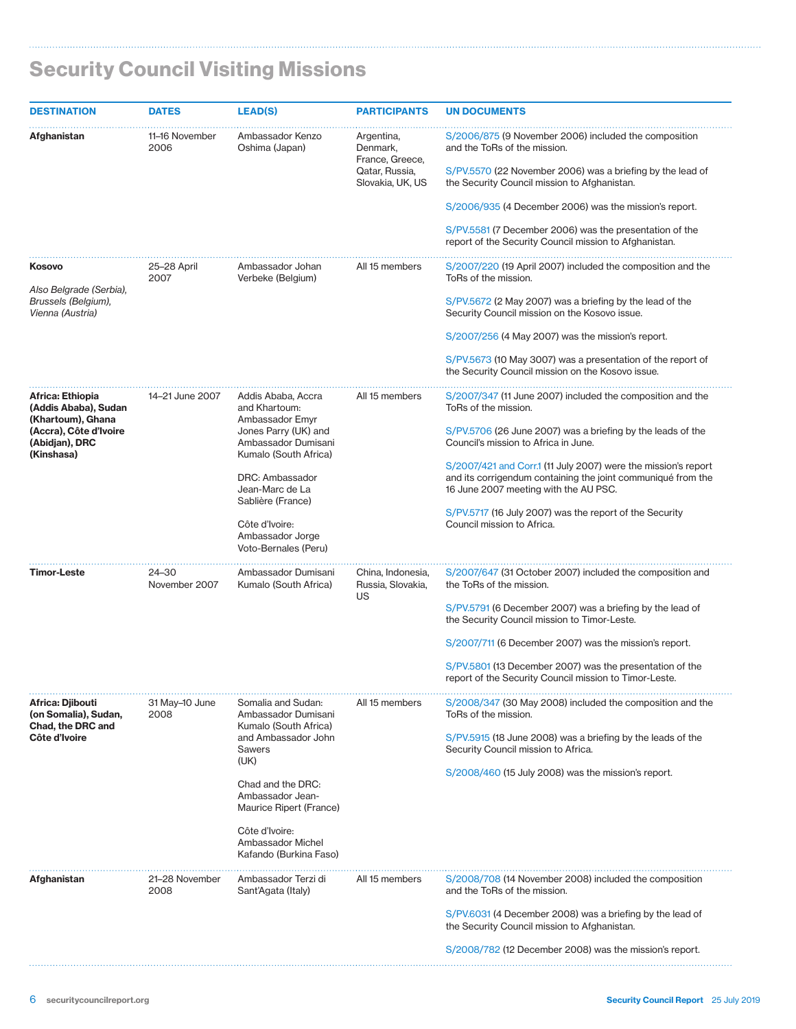## Security Council Visiting Missions

| DESTINATION | DATES | LEAD(S) | PARTICIPANTS | UN DOCUMENTS |
|---|---|---|---|---|
| **Afghanistan** | 11–16 November 2006 | Ambassador Kenzo Oshima (Japan) | Argentina, Denmark, France, Greece, Qatar, Russia, Slovakia, UK, US | S/2006/875 (9 November 2006) included the composition and the ToRs of the mission.<br><br>S/PV.5570 (22 November 2006) was a briefing by the lead of the Security Council mission to Afghanistan.<br><br>S/2006/935 (4 December 2006) was the mission's report.<br><br>S/PV.5581 (7 December 2006) was the presentation of the report of the Security Council mission to Afghanistan. |
| **Kosovo**<br><br>*Also Belgrade (Serbia), Brussels (Belgium), Vienna (Austria)* | 25–28 April 2007 | Ambassador Johan Verbeke (Belgium) | All 15 members | S/2007/220 (19 April 2007) included the composition and the ToRs of the mission.<br><br>S/PV.5672 (2 May 2007) was a briefing by the lead of the Security Council mission on the Kosovo issue.<br><br>S/2007/256 (4 May 2007) was the mission's report.<br><br>S/PV.5673 (10 May 3007) was a presentation of the report of the Security Council mission on the Kosovo issue. |
| **Africa: Ethiopia (Addis Ababa), Sudan (Khartoum), Ghana (Accra), Côte d'Ivoire (Abidjan), DRC (Kinshasa)** | 14–21 June 2007 | Addis Ababa, Accra and Khartoum: Ambassador Emyr Jones Parry (UK) and Ambassador Dumisani Kumalo (South Africa)<br><br>DRC: Ambassador Jean-Marc de La Sablière (France)<br><br>Côte d'Ivoire: Ambassador Jorge Voto-Bernales (Peru) | All 15 members | S/2007/347 (11 June 2007) included the composition and the ToRs of the mission.<br><br>S/PV.5706 (26 June 2007) was a briefing by the leads of the Council's mission to Africa in June.<br><br>S/2007/421 and Corr.1 (11 July 2007) were the mission's report and its corrigendum containing the joint communiqué from the 16 June 2007 meeting with the AU PSC.<br><br>S/PV.5717 (16 July 2007) was the report of the Security Council mission to Africa. |
| **Timor-Leste** | 24–30 November 2007 | Ambassador Dumisani Kumalo (South Africa) | China, Indonesia, Russia, Slovakia, US | S/2007/647 (31 October 2007) included the composition and the ToRs of the mission.<br><br>S/PV.5791 (6 December 2007) was a briefing by the lead of the Security Council mission to Timor-Leste.<br><br>S/2007/711 (6 December 2007) was the mission's report.<br><br>S/PV.5801 (13 December 2007) was the presentation of the report of the Security Council mission to Timor-Leste. |
| **Africa: Djibouti (on Somalia), Sudan, Chad, the DRC and Côte d'Ivoire** | 31 May–10 June 2008 | Somalia and Sudan: Ambassador Dumisani Kumalo (South Africa) and Ambassador John Sawers (UK)<br><br>Chad and the DRC: Ambassador Jean-Maurice Ripert (France)<br><br>Côte d'Ivoire: Ambassador Michel Kafando (Burkina Faso) | All 15 members | S/2008/347 (30 May 2008) included the composition and the ToRs of the mission.<br><br>S/PV.5915 (18 June 2008) was a briefing by the leads of the Security Council mission to Africa.<br><br>S/2008/460 (15 July 2008) was the mission's report. |
| **Afghanistan** | 21–28 November 2008 | Ambassador Terzi di Sant'Agata (Italy) | All 15 members | S/2008/708 (14 November 2008) included the composition and the ToRs of the mission.<br><br>S/PV.6031 (4 December 2008) was a briefing by the lead of the Security Council mission to Afghanistan.<br><br>S/2008/782 (12 December 2008) was the mission's report. |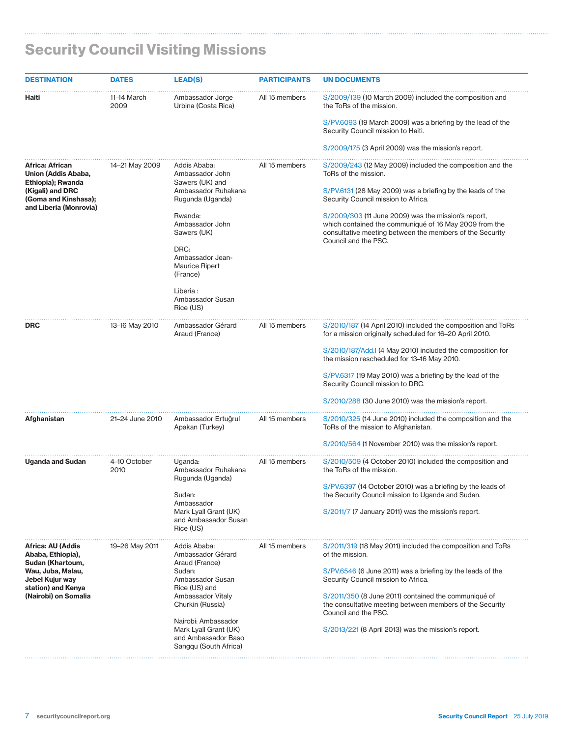## Security Council Visiting Missions

| DESTINATION | DATES | LEAD(S) | PARTICIPANTS | UN DOCUMENTS |
|---|---|---|---|---|
| **Haiti** | 11–14 March 2009 | Ambassador Jorge Urbina (Costa Rica) | All 15 members | S/2009/139 (10 March 2009) included the composition and the ToRs of the mission.<br><br>S/PV.6093 (19 March 2009) was a briefing by the lead of the Security Council mission to Haiti.<br><br>S/2009/175 (3 April 2009) was the mission's report. |
| **Africa: African Union (Addis Ababa, Ethiopia); Rwanda (Kigali) and DRC (Goma and Kinshasa); and Liberia (Monrovia)** | 14–21 May 2009 | Addis Ababa: Ambassador John Sawers (UK) and Ambassador Ruhakana Rugunda (Uganda)<br><br>Rwanda: Ambassador John Sawers (UK)<br><br>DRC: Ambassador Jean-Maurice Ripert (France)<br><br>Liberia : Ambassador Susan Rice (US) | All 15 members | S/2009/243 (12 May 2009) included the composition and the ToRs of the mission.<br><br>S/PV.6131 (28 May 2009) was a briefing by the leads of the Security Council mission to Africa.<br><br>S/2009/303 (11 June 2009) was the mission's report, which contained the communiqué of 16 May 2009 from the consultative meeting between the members of the Security Council and the PSC. |
| **DRC** | 13–16 May 2010 | Ambassador Gérard Araud (France) | All 15 members | S/2010/187 (14 April 2010) included the composition and ToRs for a mission originally scheduled for 16–20 April 2010.<br><br>S/2010/187/Add.1 (4 May 2010) included the composition for the mission rescheduled for 13–16 May 2010.<br><br>S/PV.6317 (19 May 2010) was a briefing by the lead of the Security Council mission to DRC.<br><br>S/2010/288 (30 June 2010) was the mission's report. |
| **Afghanistan** | 21–24 June 2010 | Ambassador Ertuğrul Apakan (Turkey) | All 15 members | S/2010/325 (14 June 2010) included the composition and the ToRs of the mission to Afghanistan.<br><br>S/2010/564 (1 November 2010) was the mission's report. |
| **Uganda and Sudan** | 4–10 October 2010 | Uganda: Ambassador Ruhakana Rugunda (Uganda)<br><br>Sudan: Ambassador Mark Lyall Grant (UK) and Ambassador Susan Rice (US) | All 15 members | S/2010/509 (4 October 2010) included the composition and the ToRs of the mission.<br><br>S/PV.6397 (14 October 2010) was a briefing by the leads of the Security Council mission to Uganda and Sudan.<br><br>S/2011/7 (7 January 2011) was the mission's report. |
| **Africa: AU (Addis Ababa, Ethiopia), Sudan (Khartoum, Wau, Juba, Malau, Jebel Kujur way station) and Kenya (Nairobi) on Somalia** | 19–26 May 2011 | Addis Ababa: Ambassador Gérard Araud (France)<br>Sudan: Ambassador Susan Rice (US) and Ambassador Vitaly Churkin (Russia)<br><br>Nairobi: Ambassador Mark Lyall Grant (UK) and Ambassador Baso Sangqu (South Africa) | All 15 members | S/2011/319 (18 May 2011) included the composition and ToRs of the mission.<br><br>S/PV.6546 (6 June 2011) was a briefing by the leads of the Security Council mission to Africa.<br><br>S/2011/350 (8 June 2011) contained the communiqué of the consultative meeting between members of the Security Council and the PSC.<br><br>S/2013/221 (8 April 2013) was the mission's report. |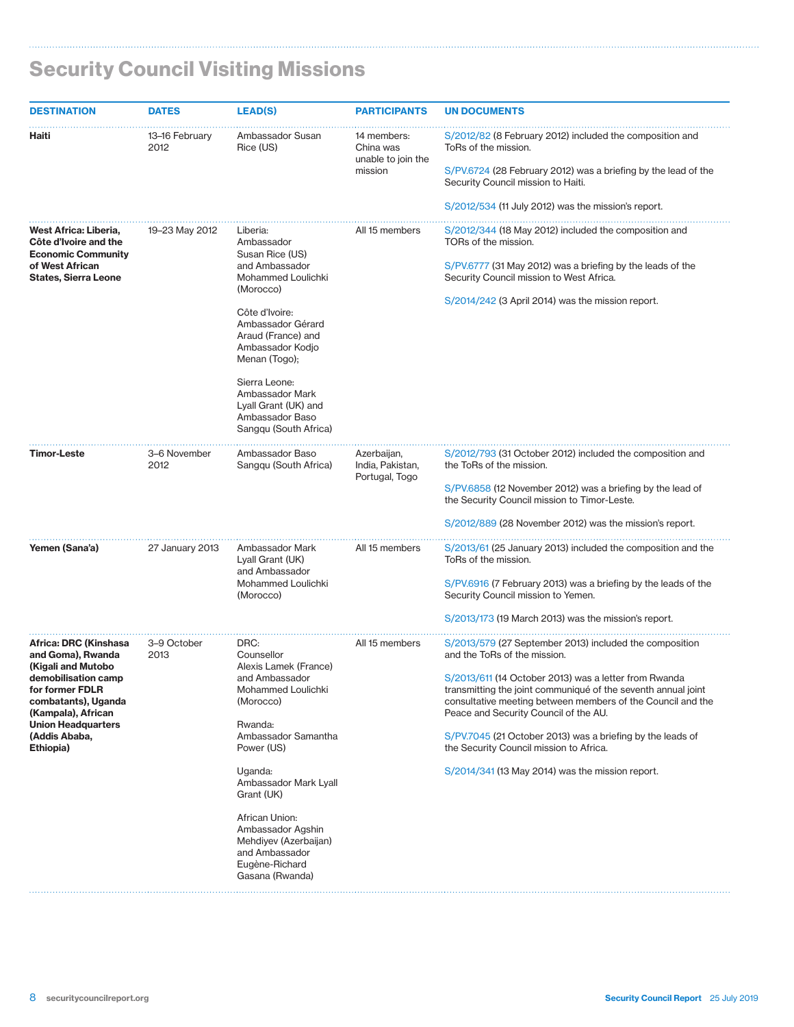# Security Council Visiting Missions

| DESTINATION | DATES | LEAD(S) | PARTICIPANTS | UN DOCUMENTS |
|---|---|---|---|---|
| **Haiti** | 13–16 February 2012 | Ambassador Susan Rice (US) | 14 members: China was unable to join the mission | S/2012/82 (8 February 2012) included the composition and ToRs of the mission.<br><br>S/PV.6724 (28 February 2012) was a briefing by the lead of the Security Council mission to Haiti.<br><br>S/2012/534 (11 July 2012) was the mission's report. |
| **West Africa: Liberia, Côte d'Ivoire and the Economic Community of West African States, Sierra Leone** | 19–23 May 2012 | Liberia: Ambassador Susan Rice (US) and Ambassador Mohammed Loulichki (Morocco)<br><br>Côte d'Ivoire: Ambassador Gérard Araud (France) and Ambassador Kodjo Menan (Togo);<br><br>Sierra Leone: Ambassador Mark Lyall Grant (UK) and Ambassador Baso Sangqu (South Africa) | All 15 members | S/2012/344 (18 May 2012) included the composition and TORs of the mission.<br><br>S/PV.6777 (31 May 2012) was a briefing by the leads of the Security Council mission to West Africa.<br><br>S/2014/242 (3 April 2014) was the mission report. |
| **Timor-Leste** | 3–6 November 2012 | Ambassador Baso Sangqu (South Africa) | Azerbaijan, India, Pakistan, Portugal, Togo | S/2012/793 (31 October 2012) included the composition and the ToRs of the mission.<br><br>S/PV.6858 (12 November 2012) was a briefing by the lead of the Security Council mission to Timor-Leste.<br><br>S/2012/889 (28 November 2012) was the mission's report. |
| **Yemen (Sana'a)** | 27 January 2013 | Ambassador Mark Lyall Grant (UK) and Ambassador Mohammed Loulichki (Morocco) | All 15 members | S/2013/61 (25 January 2013) included the composition and the ToRs of the mission.<br><br>S/PV.6916 (7 February 2013) was a briefing by the leads of the Security Council mission to Yemen.<br><br>S/2013/173 (19 March 2013) was the mission's report. |
| **Africa: DRC (Kinshasa and Goma), Rwanda (Kigali and Mutobo demobilisation camp for former FDLR combatants), Uganda (Kampala), African Union Headquarters (Addis Ababa, Ethiopia)** | 3–9 October 2013 | DRC: Counsellor Alexis Lamek (France) and Ambassador Mohammed Loulichki (Morocco)<br><br>Rwanda: Ambassador Samantha Power (US)<br><br>Uganda: Ambassador Mark Lyall Grant (UK)<br><br>African Union: Ambassador Agshin Mehdiyev (Azerbaijan) and Ambassador Eugène-Richard Gasana (Rwanda) | All 15 members | S/2013/579 (27 September 2013) included the composition and the ToRs of the mission.<br><br>S/2013/611 (14 October 2013) was a letter from Rwanda transmitting the joint communiqué of the seventh annual joint consultative meeting between members of the Council and the Peace and Security Council of the AU.<br><br>S/PV.7045 (21 October 2013) was a briefing by the leads of the Security Council mission to Africa.<br><br>S/2014/341 (13 May 2014) was the mission report. |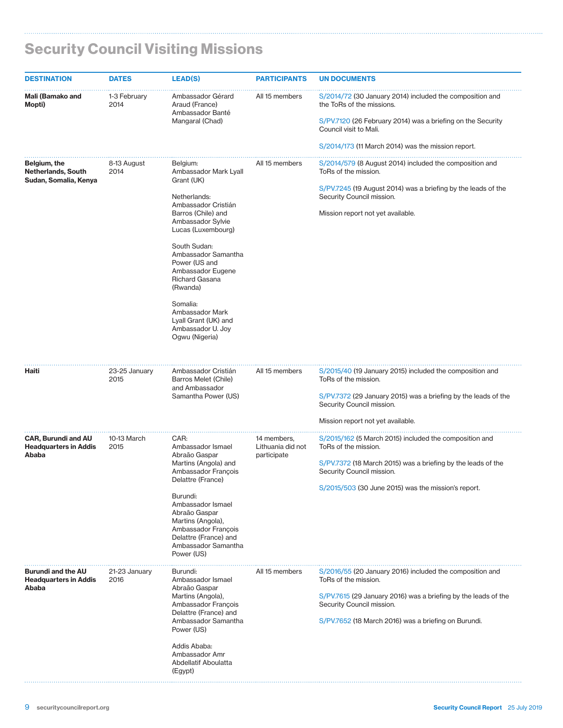## Security Council Visiting Missions

| DESTINATION | DATES | LEAD(S) | PARTICIPANTS | UN DOCUMENTS |
|---|---|---|---|---|
| **Mali (Bamako and Mopti)** | 1-3 February 2014 | Ambassador Gérard Araud (France) Ambassador Banté Mangaral (Chad) | All 15 members | S/2014/72 (30 January 2014) included the composition and the ToRs of the missions.<br><br>S/PV.7120 (26 February 2014) was a briefing on the Security Council visit to Mali.<br><br>S/2014/173 (11 March 2014) was the mission report. |
| **Belgium, the Netherlands, South Sudan, Somalia, Kenya** | 8-13 August 2014 | Belgium: Ambassador Mark Lyall Grant (UK)<br><br>Netherlands: Ambassador Cristián Barros (Chile) and Ambassador Sylvie Lucas (Luxembourg)<br><br>South Sudan: Ambassador Samantha Power (US and Ambassador Eugene Richard Gasana (Rwanda)<br><br>Somalia: Ambassador Mark Lyall Grant (UK) and Ambassador U. Joy Ogwu (Nigeria) | All 15 members | S/2014/579 (8 August 2014) included the composition and ToRs of the mission.<br><br>S/PV.7245 (19 August 2014) was a briefing by the leads of the Security Council mission.<br><br>Mission report not yet available. |
| **Haiti** | 23-25 January 2015 | Ambassador Cristián Barros Melet (Chile) and Ambassador Samantha Power (US) | All 15 members | S/2015/40 (19 January 2015) included the composition and ToRs of the mission.<br><br>S/PV.7372 (29 January 2015) was a briefing by the leads of the Security Council mission.<br><br>Mission report not yet available. |
| **CAR, Burundi and AU Headquarters in Addis Ababa** | 10-13 March 2015 | CAR: Ambassador Ismael Abraão Gaspar Martins (Angola) and Ambassador François Delattre (France)<br><br>Burundi: Ambassador Ismael Abraão Gaspar Martins (Angola), Ambassador François Delattre (France) and Ambassador Samantha Power (US) | 14 members, Lithuania did not participate | S/2015/162 (5 March 2015) included the composition and ToRs of the mission.<br><br>S/PV.7372 (18 March 2015) was a briefing by the leads of the Security Council mission.<br><br>S/2015/503 (30 June 2015) was the mission's report. |
| **Burundi and the AU Headquarters in Addis Ababa** | 21-23 January 2016 | Burundi: Ambassador Ismael Abraão Gaspar Martins (Angola), Ambassador François Delattre (France) and Ambassador Samantha Power (US)<br><br>Addis Ababa: Ambassador Amr Abdellatif Aboulatta (Egypt) | All 15 members | S/2016/55 (20 January 2016) included the composition and ToRs of the mission.<br><br>S/PV.7615 (29 January 2016) was a briefing by the leads of the Security Council mission.<br><br>S/PV.7652 (18 March 2016) was a briefing on Burundi. |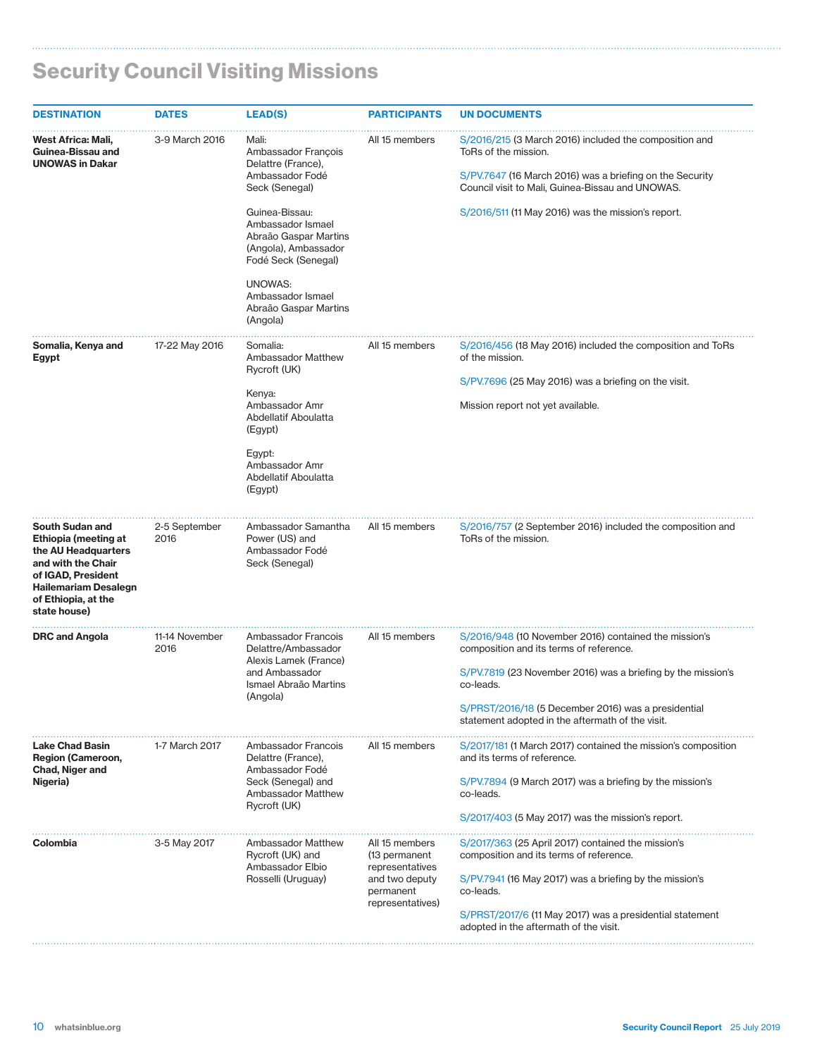## Security Council Visiting Missions

| DESTINATION | DATES | LEAD(S) | PARTICIPANTS | UN DOCUMENTS |
|---|---|---|---|---|
| **West Africa: Mali, Guinea-Bissau and UNOWAS in Dakar** | 3-9 March 2016 | Mali: Ambassador François Delattre (France), Ambassador Fodé Seck (Senegal)<br><br>Guinea-Bissau: Ambassador Ismael Abraão Gaspar Martins (Angola), Ambassador Fodé Seck (Senegal)<br><br>UNOWAS: Ambassador Ismael Abraão Gaspar Martins (Angola) | All 15 members | S/2016/215 (3 March 2016) included the composition and ToRs of the mission.<br><br>S/PV.7647 (16 March 2016) was a briefing on the Security Council visit to Mali, Guinea-Bissau and UNOWAS.<br><br>S/2016/511 (11 May 2016) was the mission's report. |
| **Somalia, Kenya and Egypt** | 17-22 May 2016 | Somalia: Ambassador Matthew Rycroft (UK)<br><br>Kenya: Ambassador Amr Abdellatif Aboulatta (Egypt)<br><br>Egypt: Ambassador Amr Abdellatif Aboulatta (Egypt) | All 15 members | S/2016/456 (18 May 2016) included the composition and ToRs of the mission.<br><br>S/PV.7696 (25 May 2016) was a briefing on the visit.<br><br>Mission report not yet available. |
| **South Sudan and Ethiopia (meeting at the AU Headquarters and with the Chair of IGAD, President Hailemariam Desalegn of Ethiopia, at the state house)** | 2-5 September 2016 | Ambassador Samantha Power (US) and Ambassador Fodé Seck (Senegal) | All 15 members | S/2016/757 (2 September 2016) included the composition and ToRs of the mission. |
| **DRC and Angola** | 11-14 November 2016 | Ambassador Francois Delattre/Ambassador Alexis Lamek (France) and Ambassador Ismael Abraão Martins (Angola) | All 15 members | S/2016/948 (10 November 2016) contained the mission's composition and its terms of reference.<br><br>S/PV.7819 (23 November 2016) was a briefing by the mission's co-leads.<br><br>S/PRST/2016/18 (5 December 2016) was a presidential statement adopted in the aftermath of the visit. |
| **Lake Chad Basin Region (Cameroon, Chad, Niger and Nigeria)** | 1-7 March 2017 | Ambassador Francois Delattre (France), Ambassador Fodé Seck (Senegal) and Ambassador Matthew Rycroft (UK) | All 15 members | S/2017/181 (1 March 2017) contained the mission's composition and its terms of reference.<br><br>S/PV.7894 (9 March 2017) was a briefing by the mission's co-leads.<br><br>S/2017/403 (5 May 2017) was the mission's report. |
| **Colombia** | 3-5 May 2017 | Ambassador Matthew Rycroft (UK) and Ambassador Elbio Rosselli (Uruguay) | All 15 members (13 permanent representatives and two deputy permanent representatives) | S/2017/363 (25 April 2017) contained the mission's composition and its terms of reference.<br><br>S/PV.7941 (16 May 2017) was a briefing by the mission's co-leads.<br><br>S/PRST/2017/6 (11 May 2017) was a presidential statement adopted in the aftermath of the visit. |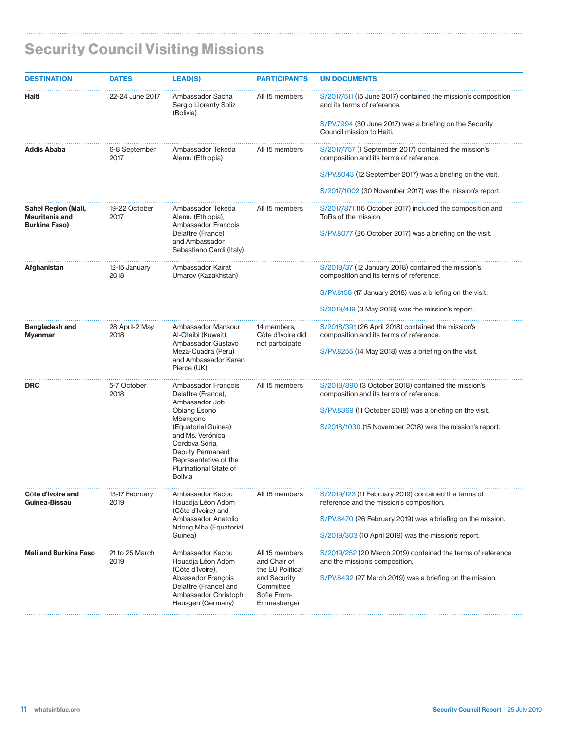# Security Council Visiting Missions

| DESTINATION | DATES | LEAD(S) | PARTICIPANTS | UN DOCUMENTS |
|---|---|---|---|---|
| **Haiti** | 22-24 June 2017 | Ambassador Sacha Sergio Llorenty Soliz (Bolivia) | All 15 members | S/2017/511 (15 June 2017) contained the mission's composition and its terms of reference.<br><br>S/PV.7994 (30 June 2017) was a briefing on the Security Council mission to Haiti. |
| **Addis Ababa** | 6-8 September 2017 | Ambassador Tekeda Alemu (Ethiopia) | All 15 members | S/2017/757 (1 September 2017) contained the mission's composition and its terms of reference.<br><br>S/PV.8043 (12 September 2017) was a briefing on the visit.<br><br>S/2017/1002 (30 November 2017) was the mission's report. |
| **Sahel Region (Mali, Mauritania and Burkina Faso)** | 19-22 October 2017 | Ambassador Tekeda Alemu (Ethiopia), Ambassador Francois Delattre (France) and Ambassador Sebastiano Cardi (Italy) | All 15 members | S/2017/871 (16 October 2017) included the composition and ToRs of the mission.<br><br>S/PV.8077 (26 October 2017) was a briefing on the visit. |
| **Afghanistan** | 12-15 January 2018 | Ambassador Kairat Umarov (Kazakhstan) | | S/2018/37 (12 January 2018) contained the mission's composition and its terms of reference.<br><br>S/PV.8158 (17 January 2018) was a briefing on the visit.<br><br>S/2018/419 (3 May 2018) was the mission's report. |
| **Bangladesh and Myanmar** | 28 April-2 May 2018 | Ambassador Mansour Al-Otaibi (Kuwait), Ambassador Gustavo Meza-Cuadra (Peru) and Ambassador Karen Pierce (UK) | 14 members, Côte d'Ivoire did not participate | S/2018/391 (26 April 2018) contained the mission's composition and its terms of reference.<br><br>S/PV.8255 (14 May 2018) was a briefing on the visit. |
| **DRC** | 5-7 October 2018 | Ambassador François Delattre (France), Ambassador Job Obiang Esono Mbengono (Equatorial Guinea) and Ms. Verónica Cordova Soria, Deputy Permanent Representative of the Plurinational State of Bolivia | All 15 members | S/2018/890 (3 October 2018) contained the mission's composition and its terms of reference.<br><br>S/PV.8369 (11 October 2018) was a briefing on the visit.<br><br>S/2018/1030 (15 November 2018) was the mission's report. |
| **Côte d'Ivoire and Guinea-Bissau** | 13-17 February 2019 | Ambassador Kacou Houadja Léon Adom (Côte d'Ivoire) and Ambassador Anatolio Ndong Mba (Equatorial Guinea) | All 15 members | S/2019/123 (11 February 2019) contained the terms of reference and the mission's composition.<br><br>S/PV.8470 (26 February 2019) was a briefing on the mission.<br><br>S/2019/303 (10 April 2019) was the mission's report. |
| **Mali and Burkina Faso** | 21 to 25 March 2019 | Ambassador Kacou Houadja Léon Adom (Côte d'Ivoire), Abassador François Delattre (France) and Ambassador Christoph Heusgen (Germany) | All 15 members and Chair of the EU Political and Security Committee Sofie From-Emmesberger | S/2019/252 (20 March 2019) contained the terms of reference and the mission's composition.<br><br>S/PV.8492 (27 March 2019) was a briefing on the mission. |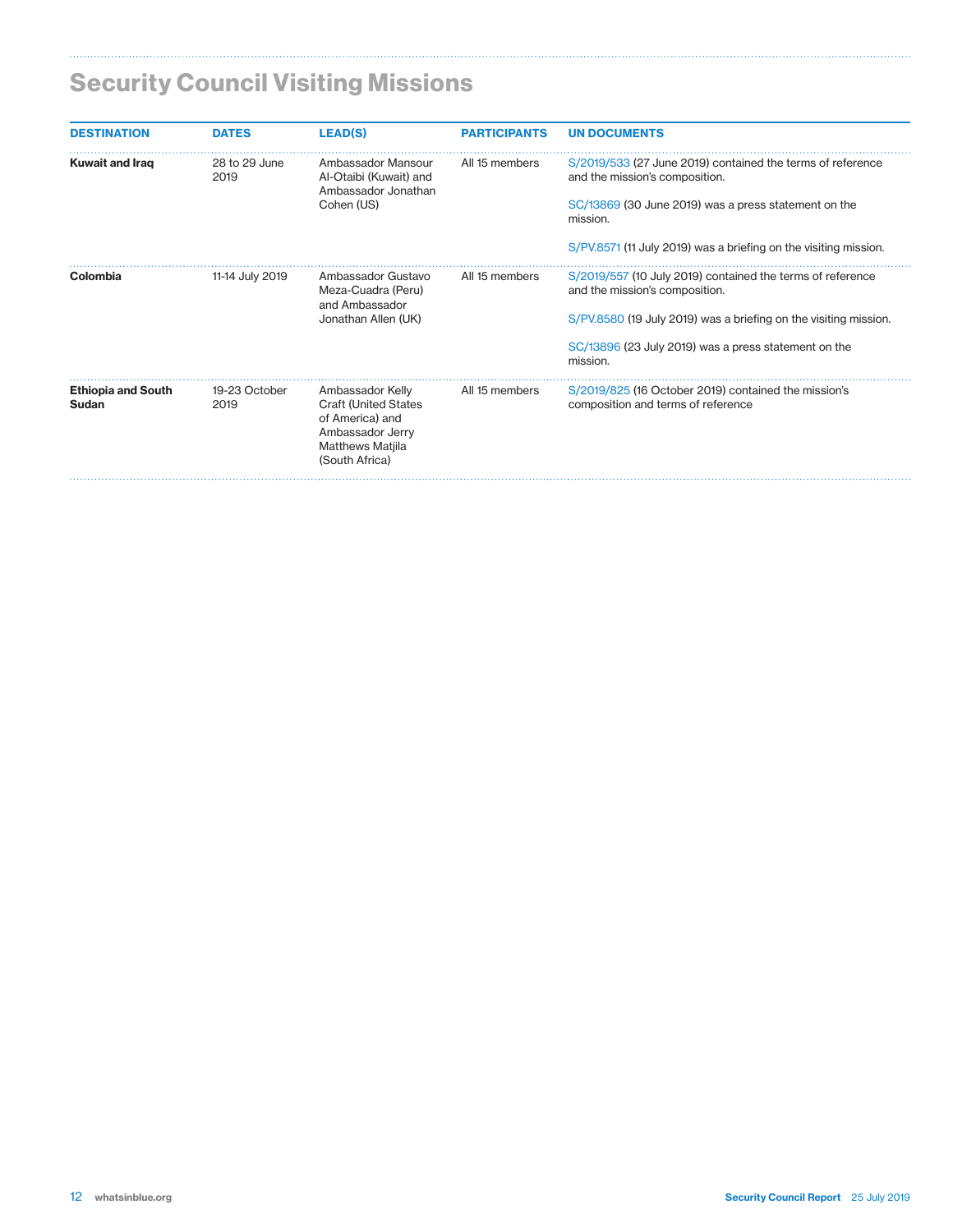# Security Council Visiting Missions

| DESTINATION | DATES | LEAD(S) | PARTICIPANTS | UN DOCUMENTS |
|---|---|---|---|---|
| **Kuwait and Iraq** | 28 to 29 June 2019 | Ambassador Mansour Al-Otaibi (Kuwait) and Ambassador Jonathan Cohen (US) | All 15 members | S/2019/533 (27 June 2019) contained the terms of reference and the mission's composition.<br><br>SC/13869 (30 June 2019) was a press statement on the mission.<br><br>S/PV.8571 (11 July 2019) was a briefing on the visiting mission. |
| **Colombia** | 11-14 July 2019 | Ambassador Gustavo Meza-Cuadra (Peru) and Ambassador Jonathan Allen (UK) | All 15 members | S/2019/557 (10 July 2019) contained the terms of reference and the mission's composition.<br><br>S/PV.8580 (19 July 2019) was a briefing on the visiting mission.<br><br>SC/13896 (23 July 2019) was a press statement on the mission. |
| **Ethiopia and South Sudan** | 19-23 October 2019 | Ambassador Kelly Craft (United States of America) and Ambassador Jerry Matthews Matjila (South Africa) | All 15 members | S/2019/825 (16 October 2019) contained the mission's composition and terms of reference |